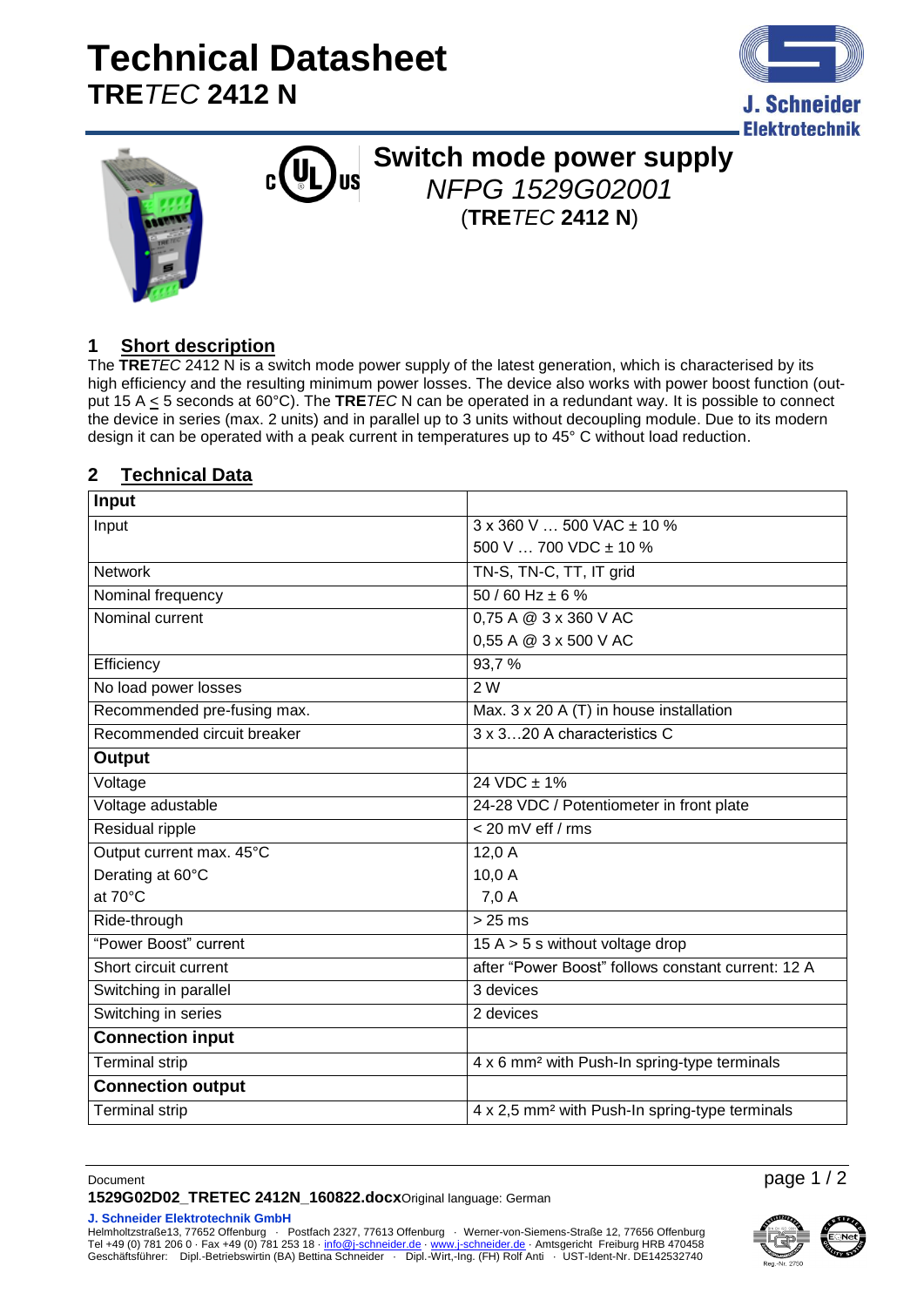# Technical Datasheet
## **TRE**_TEC_ **2412 N**

## Switch mode power supply
_NFPG 1529G02001_
(**TRE**_TEC_ **2412 N**)

## 1 Short description

The **TRE**_TEC_ 2412 N is a switch mode power supply of the latest generation, which is characterised by its high efficiency and the resulting minimum power losses. The device also works with power boost function (output 15 A ≤ 5 seconds at 60°C). The **TRE**_TEC_ N can be operated in a redundant way. It is possible to connect the device in series (max. 2 units) and in parallel up to 3 units without decoupling module. Due to its modern design it can be operated with a peak current in temperatures up to 45° C without load reduction.

## 2 Technical Data

| **Input** | |
|---|---|
| Input | 3 x 360 V … 500 VAC ± 10 %<br>500 V … 700 VDC ± 10 % |
| Network | TN-S, TN-C, TT, IT grid |
| Nominal frequency | 50 / 60 Hz ± 6 % |
| Nominal current | 0,75 A @ 3 x 360 V AC<br>0,55 A @ 3 x 500 V AC |
| Efficiency | 93,7 % |
| No load power losses | 2 W |
| Recommended pre-fusing max. | Max. 3 x 20 A (T) in house installation |
| Recommended circuit breaker | 3 x 3…20 A characteristics C |
| **Output** | |
| Voltage | 24 VDC ± 1% |
| Voltage adustable | 24-28 VDC / Potentiometer in front plate |
| Residual ripple | < 20 mV eff / rms |
| Output current max. 45°C<br>Derating at 60°C<br>at 70°C | 12,0 A<br>10,0 A<br>7,0 A |
| Ride-through | > 25 ms |
| "Power Boost" current | 15 A > 5 s without voltage drop |
| Short circuit current | after "Power Boost" follows constant current: 12 A |
| Switching in parallel | 3 devices |
| Switching in series | 2 devices |
| **Connection input** | |
| Terminal strip | 4 x 6 mm² with Push-In spring-type terminals |
| **Connection output** | |
| Terminal strip | 4 x 2,5 mm² with Push-In spring-type terminals |

Document
**1529G02D02_TRETEC 2412N_160822.docx** Original language: German

**J. Schneider Elektrotechnik GmbH**
Helmholtzstraße13, 77652 Offenburg · Postfach 2327, 77613 Offenburg · Werner-von-Siemens-Straße 12, 77656 Offenburg
Tel +49 (0) 781 206 0 · Fax +49 (0) 781 253 18 · info@j-schneider.de · www.j-schneider.de · Amtsgericht Freiburg HRB 470458
Geschäftsführer: Dipl.-Betriebswirtin (BA) Bettina Schneider · Dipl.-Wirt,-Ing. (FH) Rolf Anti · UST-Ident-Nr. DE142532740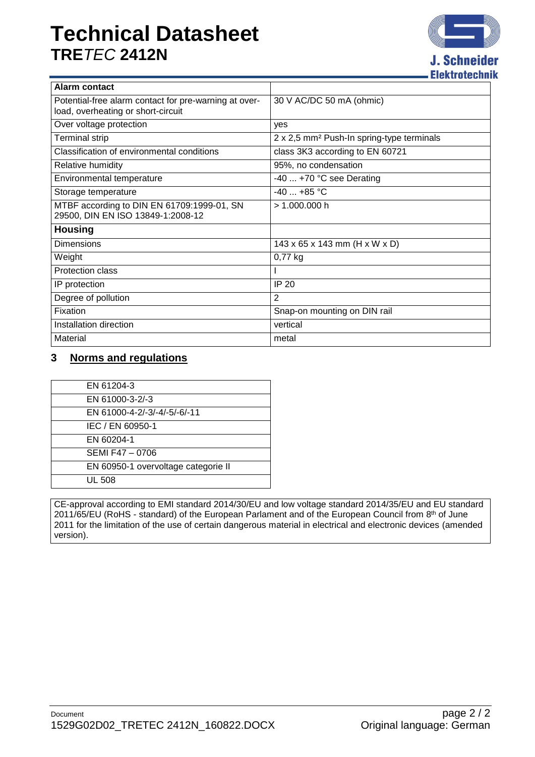| | |
|---|---|
| **Alarm contact** | |
| Potential-free alarm contact for pre-warning at over-load, overheating or short-circuit | 30 V AC/DC 50 mA (ohmic) |
| Over voltage protection | yes |
| Terminal strip | 2 x 2,5 mm² Push-In spring-type terminals |
| Classification of environmental conditions | class 3K3 according to EN 60721 |
| Relative humidity | 95%, no condensation |
| Environmental temperature | -40 ... +70 °C see Derating |
| Storage temperature | -40 ... +85 °C |
| MTBF according to DIN EN 61709:1999-01, SN 29500, DIN EN ISO 13849-1:2008-12 | > 1.000.000 h |
| **Housing** | |
| Dimensions | 143 x 65 x 143 mm (H x W x D) |
| Weight | 0,77 kg |
| Protection class | I |
| IP protection | IP 20 |
| Degree of pollution | 2 |
| Fixation | Snap-on mounting on DIN rail |
| Installation direction | vertical |
| Material | metal |

## 3 Norms and regulations

| |
|---|
| EN 61204-3 |
| EN 61000-3-2/-3 |
| EN 61000-4-2/-3/-4/-5/-6/-11 |
| IEC / EN 60950-1 |
| EN 60204-1 |
| SEMI F47 – 0706 |
| EN 60950-1 overvoltage categorie II |
| UL 508 |

CE-approval according to EMI standard 2014/30/EU and low voltage standard 2014/35/EU and EU standard 2011/65/EU (RoHS - standard) of the European Parlament and of the European Council from 8th of June 2011 for the limitation of the use of certain dangerous material in electrical and electronic devices (amended version).